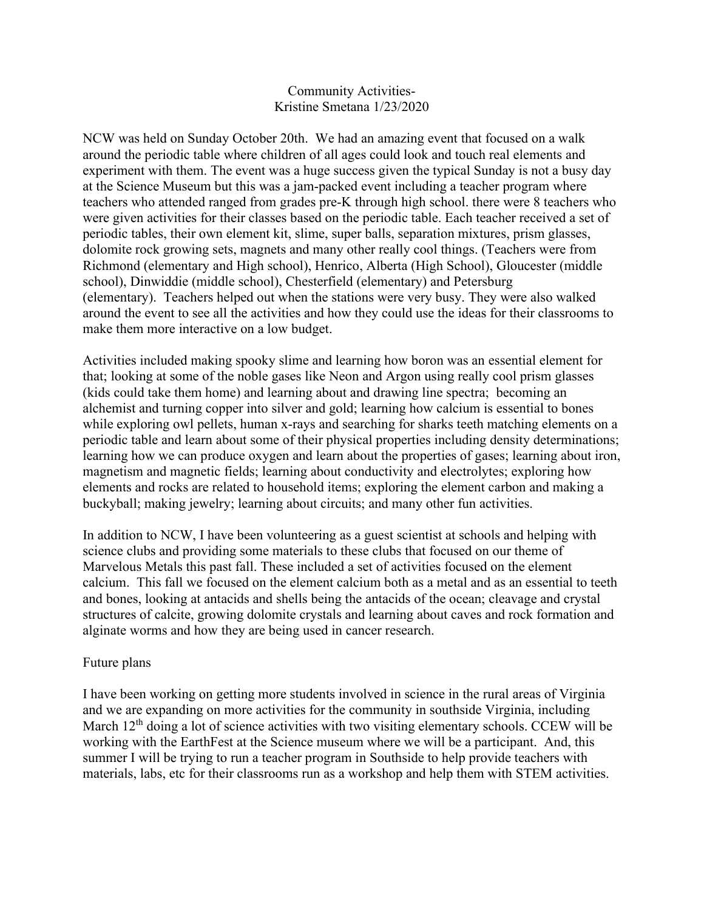Community Activities-
Kristine Smetana 1/23/2020

NCW was held on Sunday October 20th. We had an amazing event that focused on a walk around the periodic table where children of all ages could look and touch real elements and experiment with them. The event was a huge success given the typical Sunday is not a busy day at the Science Museum but this was a jam-packed event including a teacher program where teachers who attended ranged from grades pre-K through high school. there were 8 teachers who were given activities for their classes based on the periodic table. Each teacher received a set of periodic tables, their own element kit, slime, super balls, separation mixtures, prism glasses, dolomite rock growing sets, magnets and many other really cool things. (Teachers were from Richmond (elementary and High school), Henrico, Alberta (High School), Gloucester (middle school), Dinwiddie (middle school), Chesterfield (elementary) and Petersburg (elementary). Teachers helped out when the stations were very busy. They were also walked around the event to see all the activities and how they could use the ideas for their classrooms to make them more interactive on a low budget.

Activities included making spooky slime and learning how boron was an essential element for that; looking at some of the noble gases like Neon and Argon using really cool prism glasses (kids could take them home) and learning about and drawing line spectra; becoming an alchemist and turning copper into silver and gold; learning how calcium is essential to bones while exploring owl pellets, human x-rays and searching for sharks teeth matching elements on a periodic table and learn about some of their physical properties including density determinations; learning how we can produce oxygen and learn about the properties of gases; learning about iron, magnetism and magnetic fields; learning about conductivity and electrolytes; exploring how elements and rocks are related to household items; exploring the element carbon and making a buckyball; making jewelry; learning about circuits; and many other fun activities.

In addition to NCW, I have been volunteering as a guest scientist at schools and helping with science clubs and providing some materials to these clubs that focused on our theme of Marvelous Metals this past fall. These included a set of activities focused on the element calcium. This fall we focused on the element calcium both as a metal and as an essential to teeth and bones, looking at antacids and shells being the antacids of the ocean; cleavage and crystal structures of calcite, growing dolomite crystals and learning about caves and rock formation and alginate worms and how they are being used in cancer research.

Future plans

I have been working on getting more students involved in science in the rural areas of Virginia and we are expanding on more activities for the community in southside Virginia, including March 12th doing a lot of science activities with two visiting elementary schools. CCEW will be working with the EarthFest at the Science museum where we will be a participant. And, this summer I will be trying to run a teacher program in Southside to help provide teachers with materials, labs, etc for their classrooms run as a workshop and help them with STEM activities.